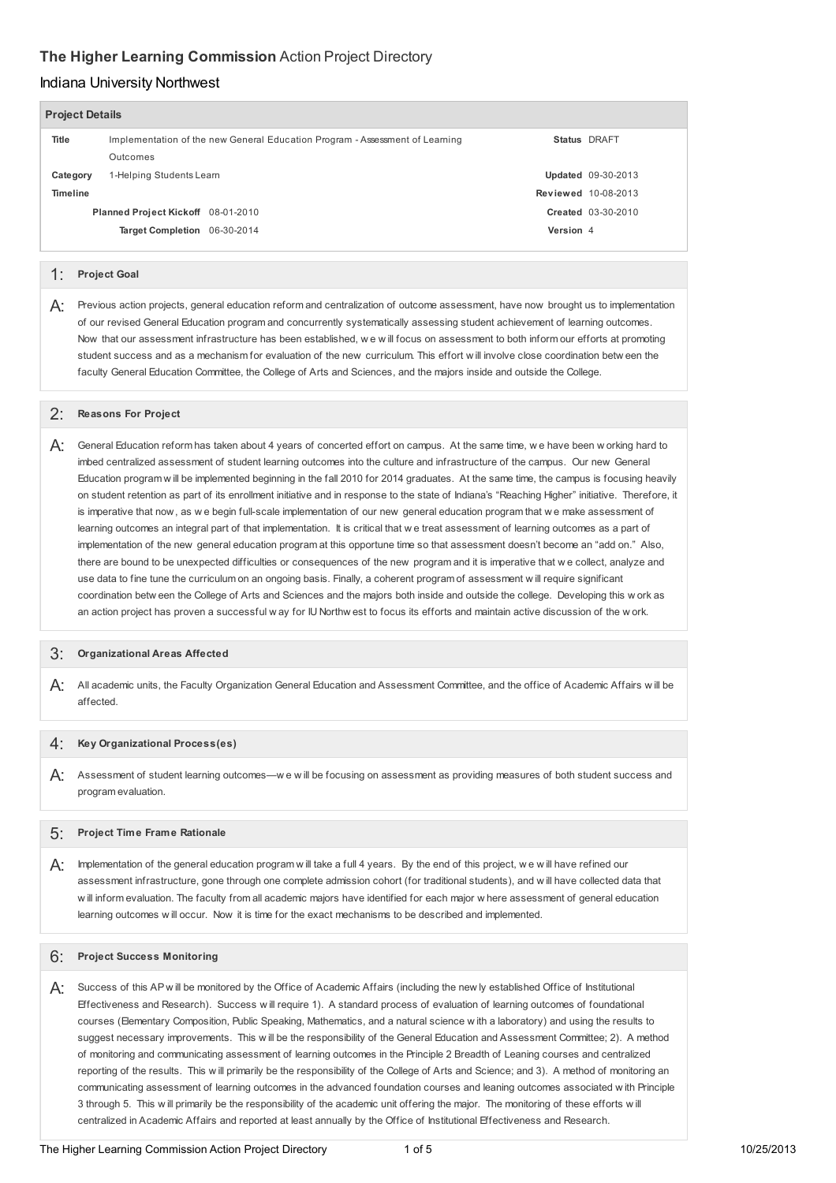**The Higher Learning Commission** Action Project Directory

## Indiana University Northwest

### Project Details

| | | | |
|---|---|---|---|
| **Title** | Implementation of the new General Education Program - Assessment of Learning Outcomes | **Status** | DRAFT |
| **Category** | 1-Helping Students Learn | **Updated** | 09-30-2013 |
| **Timeline** | | **Reviewed** | 10-08-2013 |
| | **Planned Project Kickoff** 08-01-2010 | **Created** | 03-30-2010 |
| | **Target Completion** 06-30-2014 | **Version** | 4 |

### 1: Project Goal

A: Previous action projects, general education reform and centralization of outcome assessment, have now brought us to implementation of our revised General Education program and concurrently systematically assessing student achievement of learning outcomes. Now that our assessment infrastructure has been established, we will focus on assessment to both inform our efforts at promoting student success and as a mechanism for evaluation of the new curriculum. This effort will involve close coordination between the faculty General Education Committee, the College of Arts and Sciences, and the majors inside and outside the College.

### 2: Reasons For Project

A: General Education reform has taken about 4 years of concerted effort on campus. At the same time, we have been working hard to imbed centralized assessment of student learning outcomes into the culture and infrastructure of the campus. Our new General Education program will be implemented beginning in the fall 2010 for 2014 graduates. At the same time, the campus is focusing heavily on student retention as part of its enrollment initiative and in response to the state of Indiana's "Reaching Higher" initiative. Therefore, it is imperative that now, as we begin full-scale implementation of our new general education program that we make assessment of learning outcomes an integral part of that implementation. It is critical that we treat assessment of learning outcomes as a part of implementation of the new general education program at this opportune time so that assessment doesn't become an "add on." Also, there are bound to be unexpected difficulties or consequences of the new program and it is imperative that we collect, analyze and use data to fine tune the curriculum on an ongoing basis. Finally, a coherent program of assessment will require significant coordination between the College of Arts and Sciences and the majors both inside and outside the college. Developing this work as an action project has proven a successful way for IU Northwest to focus its efforts and maintain active discussion of the work.

### 3: Organizational Areas Affected

A: All academic units, the Faculty Organization General Education and Assessment Committee, and the office of Academic Affairs will be affected.

### 4: Key Organizational Process(es)

A: Assessment of student learning outcomes—we will be focusing on assessment as providing measures of both student success and program evaluation.

### 5: Project Time Frame Rationale

A: Implementation of the general education program will take a full 4 years. By the end of this project, we will have refined our assessment infrastructure, gone through one complete admission cohort (for traditional students), and will have collected data that will inform evaluation. The faculty from all academic majors have identified for each major where assessment of general education learning outcomes will occur. Now it is time for the exact mechanisms to be described and implemented.

### 6: Project Success Monitoring

A: Success of this AP will be monitored by the Office of Academic Affairs (including the newly established Office of Institutional Effectiveness and Research). Success will require 1). A standard process of evaluation of learning outcomes of foundational courses (Elementary Composition, Public Speaking, Mathematics, and a natural science with a laboratory) and using the results to suggest necessary improvements. This will be the responsibility of the General Education and Assessment Committee; 2). A method of monitoring and communicating assessment of learning outcomes in the Principle 2 Breadth of Leaning courses and centralized reporting of the results. This will primarily be the responsibility of the College of Arts and Science; and 3). A method of monitoring an communicating assessment of learning outcomes in the advanced foundation courses and leaning outcomes associated with Principle 3 through 5. This will primarily be the responsibility of the academic unit offering the major. The monitoring of these efforts will centralized in Academic Affairs and reported at least annually by the Office of Institutional Effectiveness and Research.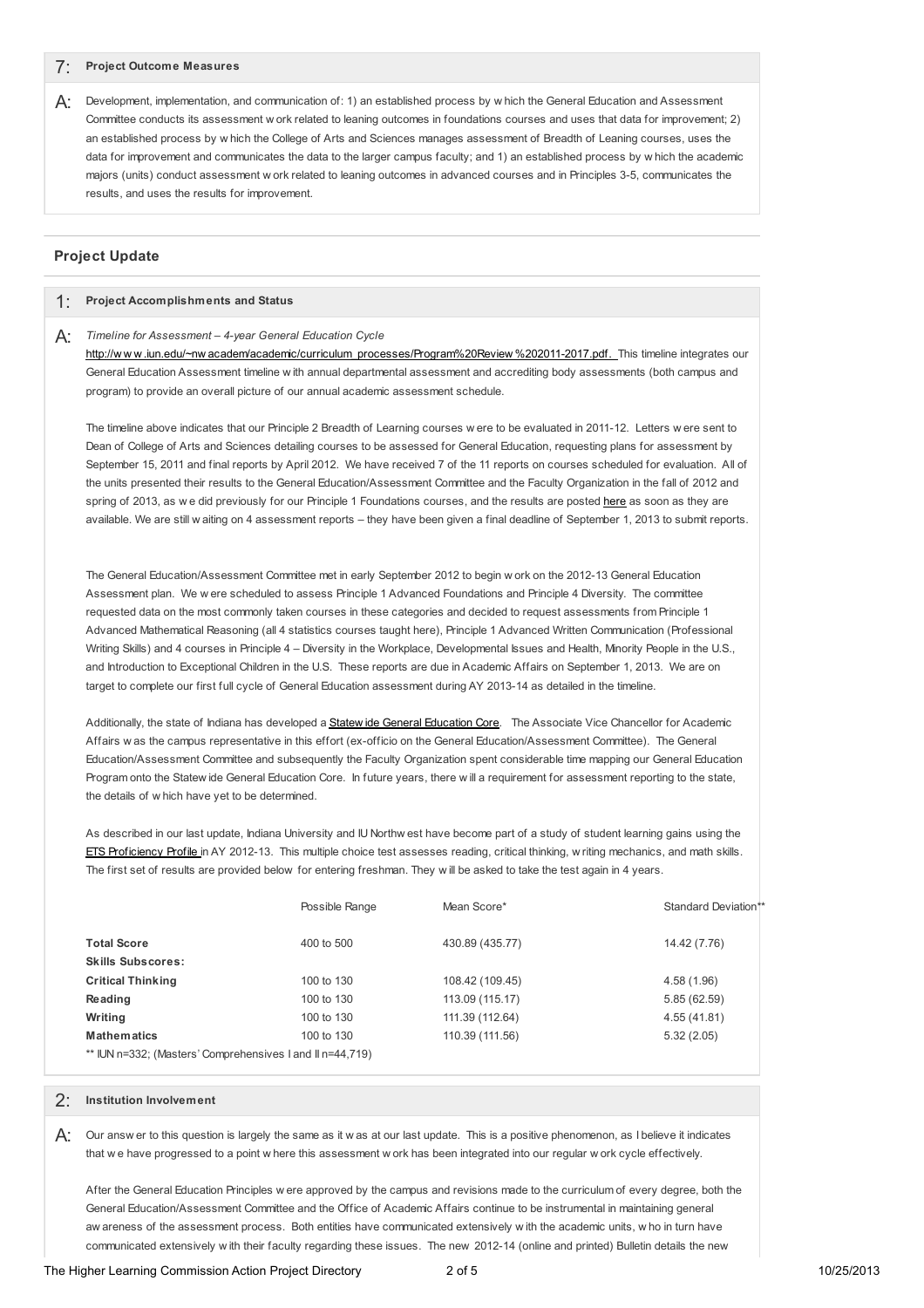**7: Project Outcome Measures**

**A:** Development, implementation, and communication of: 1) an established process by which the General Education and Assessment Committee conducts its assessment work related to leaning outcomes in foundations courses and uses that data for improvement; 2) an established process by which the College of Arts and Sciences manages assessment of Breadth of Leaning courses, uses the data for improvement and communicates the data to the larger campus faculty; and 1) an established process by which the academic majors (units) conduct assessment work related to leaning outcomes in advanced courses and in Principles 3-5, communicates the results, and uses the results for improvement.

## Project Update

**1: Project Accomplishments and Status**

**A:** *Timeline for Assessment – 4-year General Education Cycle*
http://www.iun.edu/~nwacadem/academic/curriculum_processes/Program%20Review%202011-2017.pdf. This timeline integrates our General Education Assessment timeline with annual departmental assessment and accrediting body assessments (both campus and program) to provide an overall picture of our annual academic assessment schedule.

The timeline above indicates that our Principle 2 Breadth of Learning courses were to be evaluated in 2011-12. Letters were sent to Dean of College of Arts and Sciences detailing courses to be assessed for General Education, requesting plans for assessment by September 15, 2011 and final reports by April 2012. We have received 7 of the 11 reports on courses scheduled for evaluation. All of the units presented their results to the General Education/Assessment Committee and the Faculty Organization in the fall of 2012 and spring of 2013, as we did previously for our Principle 1 Foundations courses, and the results are posted here as soon as they are available. We are still waiting on 4 assessment reports – they have been given a final deadline of September 1, 2013 to submit reports.

The General Education/Assessment Committee met in early September 2012 to begin work on the 2012-13 General Education Assessment plan. We were scheduled to assess Principle 1 Advanced Foundations and Principle 4 Diversity. The committee requested data on the most commonly taken courses in these categories and decided to request assessments from Principle 1 Advanced Mathematical Reasoning (all 4 statistics courses taught here), Principle 1 Advanced Written Communication (Professional Writing Skills) and 4 courses in Principle 4 – Diversity in the Workplace, Developmental Issues and Health, Minority People in the U.S., and Introduction to Exceptional Children in the U.S. These reports are due in Academic Affairs on September 1, 2013. We are on target to complete our first full cycle of General Education assessment during AY 2013-14 as detailed in the timeline.

Additionally, the state of Indiana has developed a Statewide General Education Core. The Associate Vice Chancellor for Academic Affairs was the campus representative in this effort (ex-officio on the General Education/Assessment Committee). The General Education/Assessment Committee and subsequently the Faculty Organization spent considerable time mapping our General Education Program onto the Statewide General Education Core. In future years, there will a requirement for assessment reporting to the state, the details of which have yet to be determined.

As described in our last update, Indiana University and IU Northwest have become part of a study of student learning gains using the ETS Proficiency Profile in AY 2012-13. This multiple choice test assesses reading, critical thinking, writing mechanics, and math skills. The first set of results are provided below for entering freshman. They will be asked to take the test again in 4 years.

| | Possible Range | Mean Score* | Standard Deviation** |
|---|---|---|---|
| **Total Score** | 400 to 500 | 430.89 (435.77) | 14.42 (7.76) |
| **Skills Subscores:** | | | |
| **Critical Thinking** | 100 to 130 | 108.42 (109.45) | 4.58 (1.96) |
| **Reading** | 100 to 130 | 113.09 (115.17) | 5.85 (62.59) |
| **Writing** | 100 to 130 | 111.39 (112.64) | 4.55 (41.81) |
| **Mathematics** | 100 to 130 | 110.39 (111.56) | 5.32 (2.05) |

** IUN n=332; (Masters' Comprehensives I and II n=44,719)

**2: Institution Involvement**

**A:** Our answer to this question is largely the same as it was at our last update. This is a positive phenomenon, as I believe it indicates that we have progressed to a point where this assessment work has been integrated into our regular work cycle effectively.

After the General Education Principles were approved by the campus and revisions made to the curriculum of every degree, both the General Education/Assessment Committee and the Office of Academic Affairs continue to be instrumental in maintaining general awareness of the assessment process. Both entities have communicated extensively with the academic units, who in turn have communicated extensively with their faculty regarding these issues. The new 2012-14 (online and printed) Bulletin details the new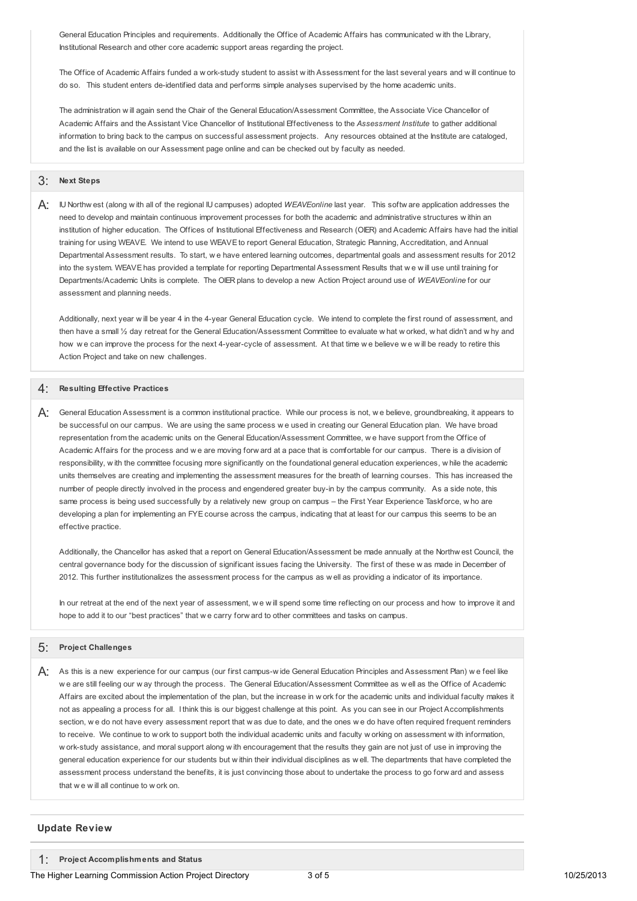General Education Principles and requirements. Additionally the Office of Academic Affairs has communicated with the Library, Institutional Research and other core academic support areas regarding the project.

The Office of Academic Affairs funded a work-study student to assist with Assessment for the last several years and will continue to do so. This student enters de-identified data and performs simple analyses supervised by the home academic units.

The administration will again send the Chair of the General Education/Assessment Committee, the Associate Vice Chancellor of Academic Affairs and the Assistant Vice Chancellor of Institutional Effectiveness to the *Assessment Institute* to gather additional information to bring back to the campus on successful assessment projects. Any resources obtained at the Institute are cataloged, and the list is available on our Assessment page online and can be checked out by faculty as needed.

### 3: Next Steps

A: IU Northwest (along with all of the regional IU campuses) adopted *WEAVEonline* last year. This software application addresses the need to develop and maintain continuous improvement processes for both the academic and administrative structures within an institution of higher education. The Offices of Institutional Effectiveness and Research (OIER) and Academic Affairs have had the initial training for using WEAVE. We intend to use WEAVE to report General Education, Strategic Planning, Accreditation, and Annual Departmental Assessment results. To start, we have entered learning outcomes, departmental goals and assessment results for 2012 into the system. WEAVE has provided a template for reporting Departmental Assessment Results that we will use until training for Departments/Academic Units is complete. The OIER plans to develop a new Action Project around use of *WEAVEonline* for our assessment and planning needs.

Additionally, next year will be year 4 in the 4-year General Education cycle. We intend to complete the first round of assessment, and then have a small ½ day retreat for the General Education/Assessment Committee to evaluate what worked, what didn't and why and how we can improve the process for the next 4-year-cycle of assessment. At that time we believe we will be ready to retire this Action Project and take on new challenges.

### 4: Resulting Effective Practices

A: General Education Assessment is a common institutional practice. While our process is not, we believe, groundbreaking, it appears to be successful on our campus. We are using the same process we used in creating our General Education plan. We have broad representation from the academic units on the General Education/Assessment Committee, we have support from the Office of Academic Affairs for the process and we are moving forward at a pace that is comfortable for our campus. There is a division of responsibility, with the committee focusing more significantly on the foundational general education experiences, while the academic units themselves are creating and implementing the assessment measures for the breath of learning courses. This has increased the number of people directly involved in the process and engendered greater buy-in by the campus community. As a side note, this same process is being used successfully by a relatively new group on campus – the First Year Experience Taskforce, who are developing a plan for implementing an FYE course across the campus, indicating that at least for our campus this seems to be an effective practice.

Additionally, the Chancellor has asked that a report on General Education/Assessment be made annually at the Northwest Council, the central governance body for the discussion of significant issues facing the University. The first of these was made in December of 2012. This further institutionalizes the assessment process for the campus as well as providing a indicator of its importance.

In our retreat at the end of the next year of assessment, we will spend some time reflecting on our process and how to improve it and hope to add it to our "best practices" that we carry forward to other committees and tasks on campus.

### 5: Project Challenges

A: As this is a new experience for our campus (our first campus-wide General Education Principles and Assessment Plan) we feel like we are still feeling our way through the process. The General Education/Assessment Committee as well as the Office of Academic Affairs are excited about the implementation of the plan, but the increase in work for the academic units and individual faculty makes it not as appealing a process for all. I think this is our biggest challenge at this point. As you can see in our Project Accomplishments section, we do not have every assessment report that was due to date, and the ones we do have often required frequent reminders to receive. We continue to work to support both the individual academic units and faculty working on assessment with information, work-study assistance, and moral support along with encouragement that the results they gain are not just of use in improving the general education experience for our students but within their individual disciplines as well. The departments that have completed the assessment process understand the benefits, it is just convincing those about to undertake the process to go forward and assess that we will all continue to work on.

## Update Review

### 1: Project Accomplishments and Status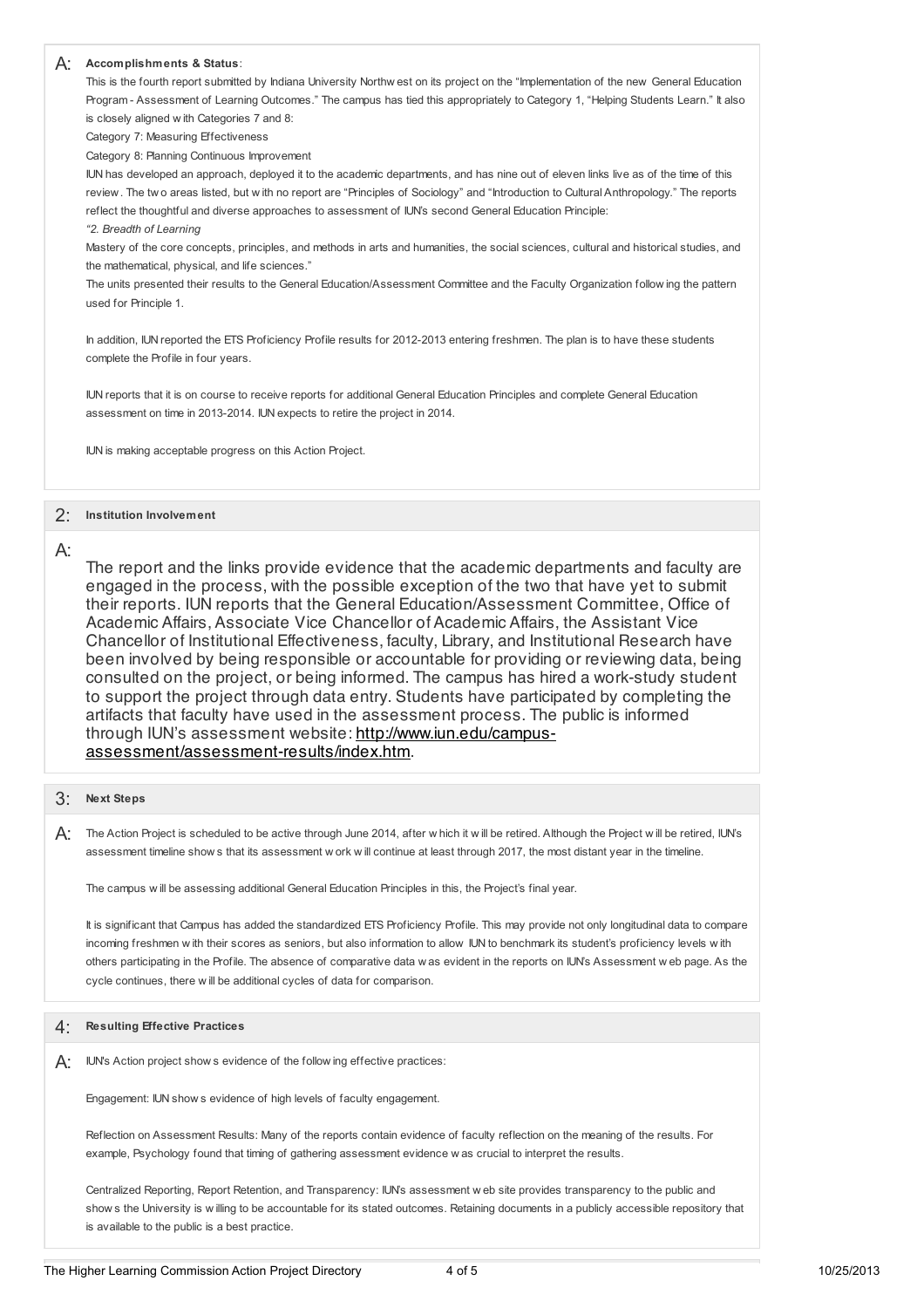A: **Accomplishments & Status**:

This is the fourth report submitted by Indiana University Northwest on its project on the "Implementation of the new General Education Program - Assessment of Learning Outcomes." The campus has tied this appropriately to Category 1, "Helping Students Learn." It also is closely aligned with Categories 7 and 8:

Category 7: Measuring Effectiveness

Category 8: Planning Continuous Improvement

IUN has developed an approach, deployed it to the academic departments, and has nine out of eleven links live as of the time of this review. The two areas listed, but with no report are "Principles of Sociology" and "Introduction to Cultural Anthropology." The reports reflect the thoughtful and diverse approaches to assessment of IUN's second General Education Principle:

*"2. Breadth of Learning*

Mastery of the core concepts, principles, and methods in arts and humanities, the social sciences, cultural and historical studies, and the mathematical, physical, and life sciences."

The units presented their results to the General Education/Assessment Committee and the Faculty Organization following the pattern used for Principle 1.

In addition, IUN reported the ETS Proficiency Profile results for 2012-2013 entering freshmen. The plan is to have these students complete the Profile in four years.

IUN reports that it is on course to receive reports for additional General Education Principles and complete General Education assessment on time in 2013-2014. IUN expects to retire the project in 2014.

IUN is making acceptable progress on this Action Project.

## 2: Institution Involvement

A: The report and the links provide evidence that the academic departments and faculty are engaged in the process, with the possible exception of the two that have yet to submit their reports. IUN reports that the General Education/Assessment Committee, Office of Academic Affairs, Associate Vice Chancellor of Academic Affairs, the Assistant Vice Chancellor of Institutional Effectiveness, faculty, Library, and Institutional Research have been involved by being responsible or accountable for providing or reviewing data, being consulted on the project, or being informed. The campus has hired a work-study student to support the project through data entry. Students have participated by completing the artifacts that faculty have used in the assessment process. The public is informed through IUN's assessment website: [http://www.iun.edu/campus-assessment/assessment-results/index.htm](http://www.iun.edu/campus-assessment/assessment-results/index.htm).

## 3: Next Steps

A: The Action Project is scheduled to be active through June 2014, after which it will be retired. Although the Project will be retired, IUN's assessment timeline shows that its assessment work will continue at least through 2017, the most distant year in the timeline.

The campus will be assessing additional General Education Principles in this, the Project's final year.

It is significant that Campus has added the standardized ETS Proficiency Profile. This may provide not only longitudinal data to compare incoming freshmen with their scores as seniors, but also information to allow IUN to benchmark its student's proficiency levels with others participating in the Profile. The absence of comparative data was evident in the reports on IUN's Assessment web page. As the cycle continues, there will be additional cycles of data for comparison.

## 4: Resulting Effective Practices

A: IUN's Action project shows evidence of the following effective practices:

Engagement: IUN shows evidence of high levels of faculty engagement.

Reflection on Assessment Results: Many of the reports contain evidence of faculty reflection on the meaning of the results. For example, Psychology found that timing of gathering assessment evidence was crucial to interpret the results.

Centralized Reporting, Report Retention, and Transparency: IUN's assessment web site provides transparency to the public and shows the University is willing to be accountable for its stated outcomes. Retaining documents in a publicly accessible repository that is available to the public is a best practice.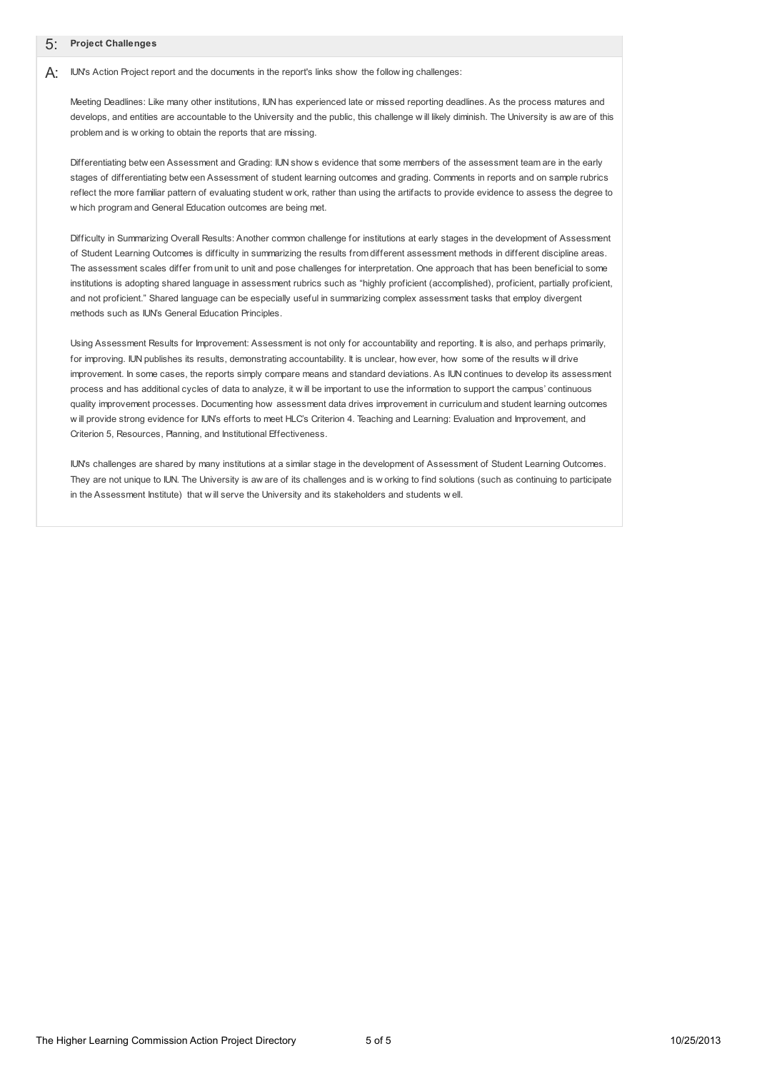## 5: Project Challenges

**A:** IUN's Action Project report and the documents in the report's links show the following challenges:

Meeting Deadlines: Like many other institutions, IUN has experienced late or missed reporting deadlines. As the process matures and develops, and entities are accountable to the University and the public, this challenge will likely diminish. The University is aware of this problem and is working to obtain the reports that are missing.

Differentiating between Assessment and Grading: IUN shows evidence that some members of the assessment team are in the early stages of differentiating between Assessment of student learning outcomes and grading. Comments in reports and on sample rubrics reflect the more familiar pattern of evaluating student work, rather than using the artifacts to provide evidence to assess the degree to which program and General Education outcomes are being met.

Difficulty in Summarizing Overall Results: Another common challenge for institutions at early stages in the development of Assessment of Student Learning Outcomes is difficulty in summarizing the results from different assessment methods in different discipline areas. The assessment scales differ from unit to unit and pose challenges for interpretation. One approach that has been beneficial to some institutions is adopting shared language in assessment rubrics such as "highly proficient (accomplished), proficient, partially proficient, and not proficient." Shared language can be especially useful in summarizing complex assessment tasks that employ divergent methods such as IUN's General Education Principles.

Using Assessment Results for Improvement: Assessment is not only for accountability and reporting. It is also, and perhaps primarily, for improving. IUN publishes its results, demonstrating accountability. It is unclear, however, how some of the results will drive improvement. In some cases, the reports simply compare means and standard deviations. As IUN continues to develop its assessment process and has additional cycles of data to analyze, it will be important to use the information to support the campus' continuous quality improvement processes. Documenting how assessment data drives improvement in curriculum and student learning outcomes will provide strong evidence for IUN's efforts to meet HLC's Criterion 4. Teaching and Learning: Evaluation and Improvement, and Criterion 5, Resources, Planning, and Institutional Effectiveness.

IUN's challenges are shared by many institutions at a similar stage in the development of Assessment of Student Learning Outcomes. They are not unique to IUN. The University is aware of its challenges and is working to find solutions (such as continuing to participate in the Assessment Institute) that will serve the University and its stakeholders and students well.